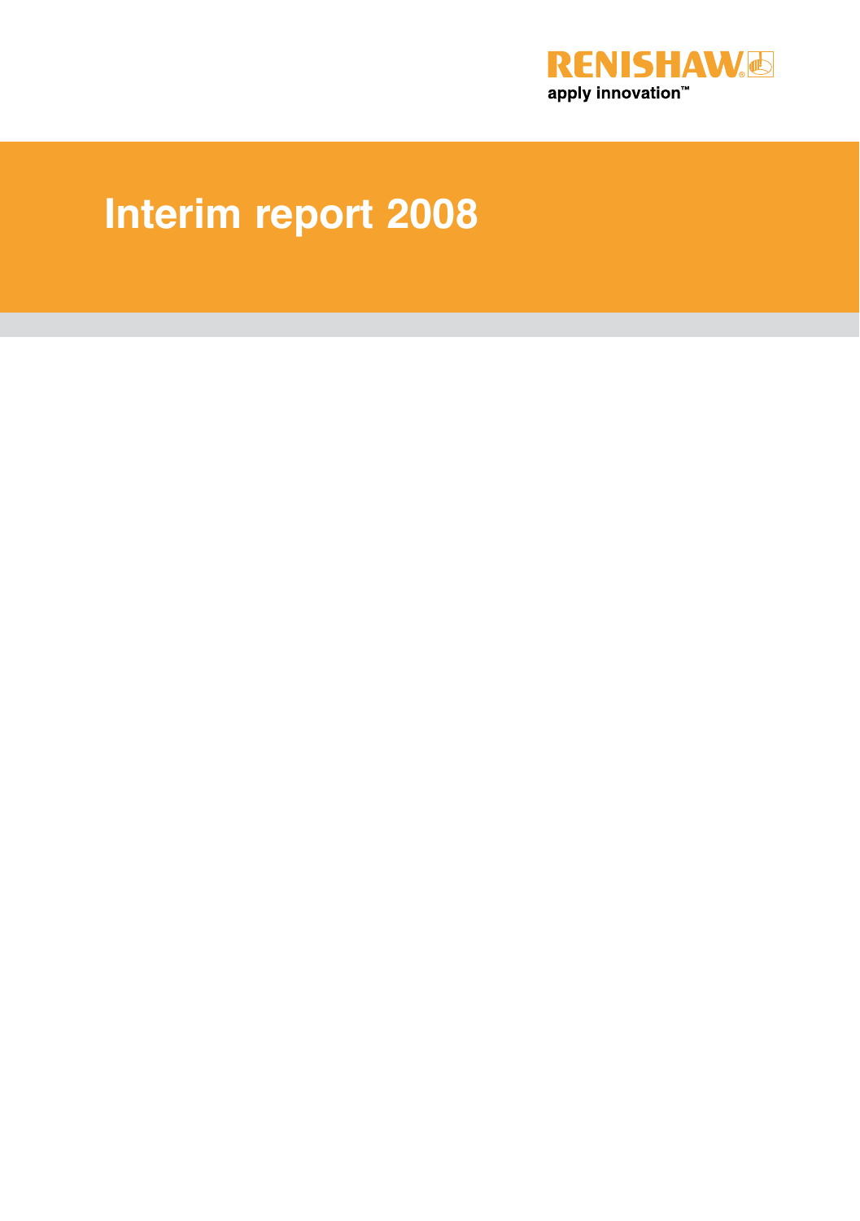RENISHAW

apply innovation™

# Interim report 2008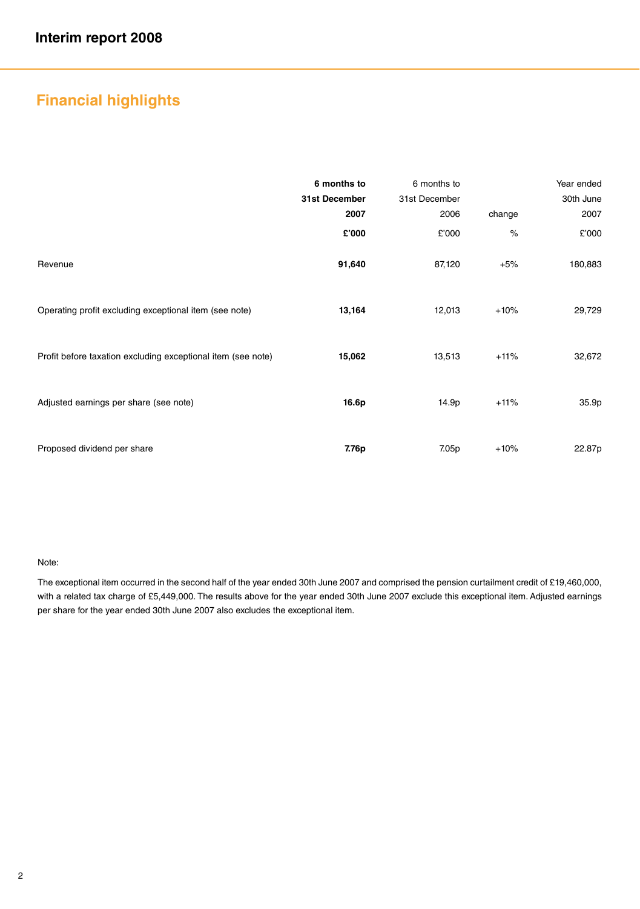## Financial highlights

| | **6 months to 31st December 2007** | 6 months to 31st December 2006 | change | Year ended 30th June 2007 |
|---|---|---|---|---|
| | **£'000** | £'000 | % | £'000 |
| Revenue | **91,640** | 87,120 | +5% | 180,883 |
| Operating profit excluding exceptional item (see note) | **13,164** | 12,013 | +10% | 29,729 |
| Profit before taxation excluding exceptional item (see note) | **15,062** | 13,513 | +11% | 32,672 |
| Adjusted earnings per share (see note) | **16.6p** | 14.9p | +11% | 35.9p |
| Proposed dividend per share | **7.76p** | 7.05p | +10% | 22.87p |

Note:

The exceptional item occurred in the second half of the year ended 30th June 2007 and comprised the pension curtailment credit of £19,460,000, with a related tax charge of £5,449,000. The results above for the year ended 30th June 2007 exclude this exceptional item. Adjusted earnings per share for the year ended 30th June 2007 also excludes the exceptional item.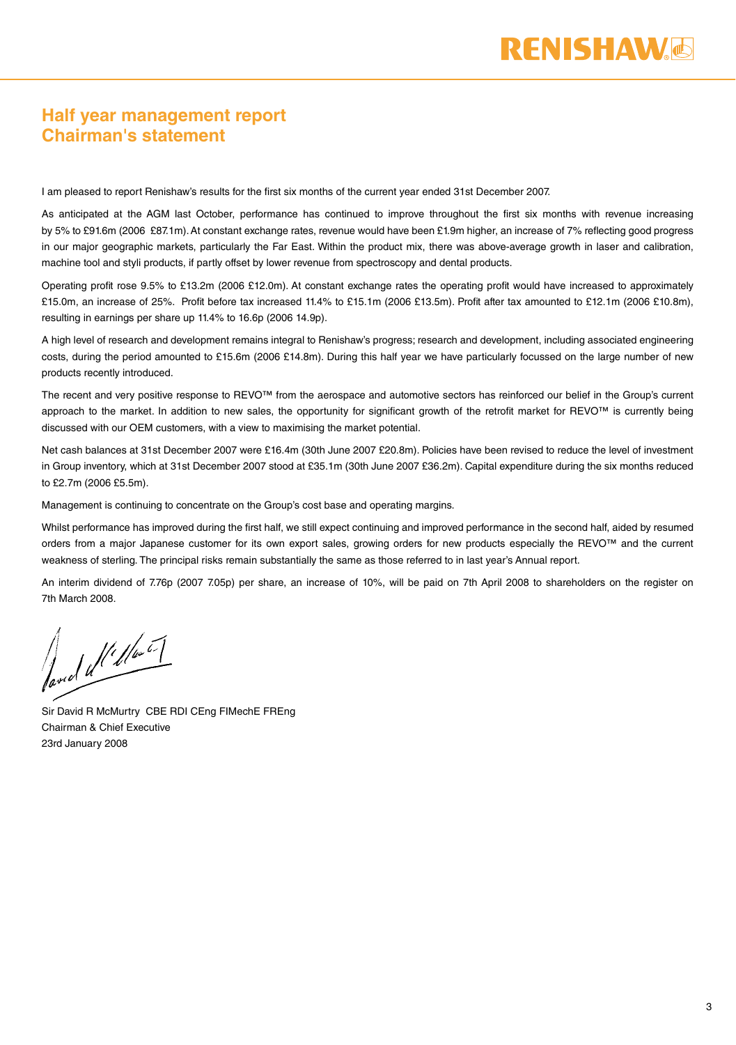# Half year management report
# Chairman's statement

I am pleased to report Renishaw's results for the first six months of the current year ended 31st December 2007.

As anticipated at the AGM last October, performance has continued to improve throughout the first six months with revenue increasing by 5% to £91.6m (2006 £87.1m). At constant exchange rates, revenue would have been £1.9m higher, an increase of 7% reflecting good progress in our major geographic markets, particularly the Far East. Within the product mix, there was above-average growth in laser and calibration, machine tool and styli products, if partly offset by lower revenue from spectroscopy and dental products.

Operating profit rose 9.5% to £13.2m (2006 £12.0m). At constant exchange rates the operating profit would have increased to approximately £15.0m, an increase of 25%. Profit before tax increased 11.4% to £15.1m (2006 £13.5m). Profit after tax amounted to £12.1m (2006 £10.8m), resulting in earnings per share up 11.4% to 16.6p (2006 14.9p).

A high level of research and development remains integral to Renishaw's progress; research and development, including associated engineering costs, during the period amounted to £15.6m (2006 £14.8m). During this half year we have particularly focussed on the large number of new products recently introduced.

The recent and very positive response to REVO™ from the aerospace and automotive sectors has reinforced our belief in the Group's current approach to the market. In addition to new sales, the opportunity for significant growth of the retrofit market for REVO™ is currently being discussed with our OEM customers, with a view to maximising the market potential.

Net cash balances at 31st December 2007 were £16.4m (30th June 2007 £20.8m). Policies have been revised to reduce the level of investment in Group inventory, which at 31st December 2007 stood at £35.1m (30th June 2007 £36.2m). Capital expenditure during the six months reduced to £2.7m (2006 £5.5m).

Management is continuing to concentrate on the Group's cost base and operating margins.

Whilst performance has improved during the first half, we still expect continuing and improved performance in the second half, aided by resumed orders from a major Japanese customer for its own export sales, growing orders for new products especially the REVO™ and the current weakness of sterling. The principal risks remain substantially the same as those referred to in last year's Annual report.

An interim dividend of 7.76p (2007 7.05p) per share, an increase of 10%, will be paid on 7th April 2008 to shareholders on the register on 7th March 2008.

Sir David R McMurtry CBE RDI CEng FIMechE FREng
Chairman & Chief Executive
23rd January 2008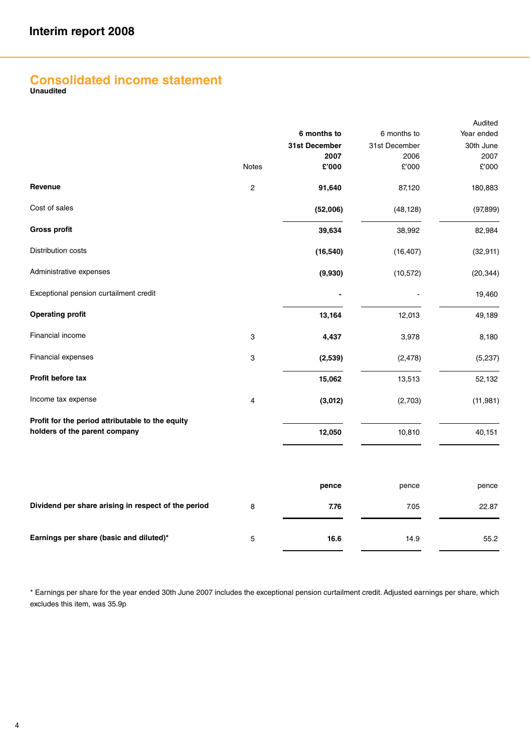## Consolidated income statement

**Unaudited**

| | Notes | **6 months to 31st December 2007 £'000** | 6 months to 31st December 2006 £'000 | Audited Year ended 30th June 2007 £'000 |
|---|---|---|---|---|
| **Revenue** | 2 | **91,640** | 87,120 | 180,883 |
| Cost of sales | | **(52,006)** | (48,128) | (97,899) |
| **Gross profit** | | **39,634** | 38,992 | 82,984 |
| Distribution costs | | **(16,540)** | (16,407) | (32,911) |
| Administrative expenses | | **(9,930)** | (10,572) | (20,344) |
| Exceptional pension curtailment credit | | **-** | - | 19,460 |
| **Operating profit** | | **13,164** | 12,013 | 49,189 |
| Financial income | 3 | **4,437** | 3,978 | 8,180 |
| Financial expenses | 3 | **(2,539)** | (2,478) | (5,237) |
| **Profit before tax** | | **15,062** | 13,513 | 52,132 |
| Income tax expense | 4 | **(3,012)** | (2,703) | (11,981) |
| **Profit for the period attributable to the equity holders of the parent company** | | **12,050** | 10,810 | 40,151 |
| | | **pence** | pence | pence |
| **Dividend per share arising in respect of the period** | 8 | **7.76** | 7.05 | 22.87 |
| **Earnings per share (basic and diluted)*** | 5 | **16.6** | 14.9 | 55.2 |

* Earnings per share for the year ended 30th June 2007 includes the exceptional pension curtailment credit. Adjusted earnings per share, which excludes this item, was 35.9p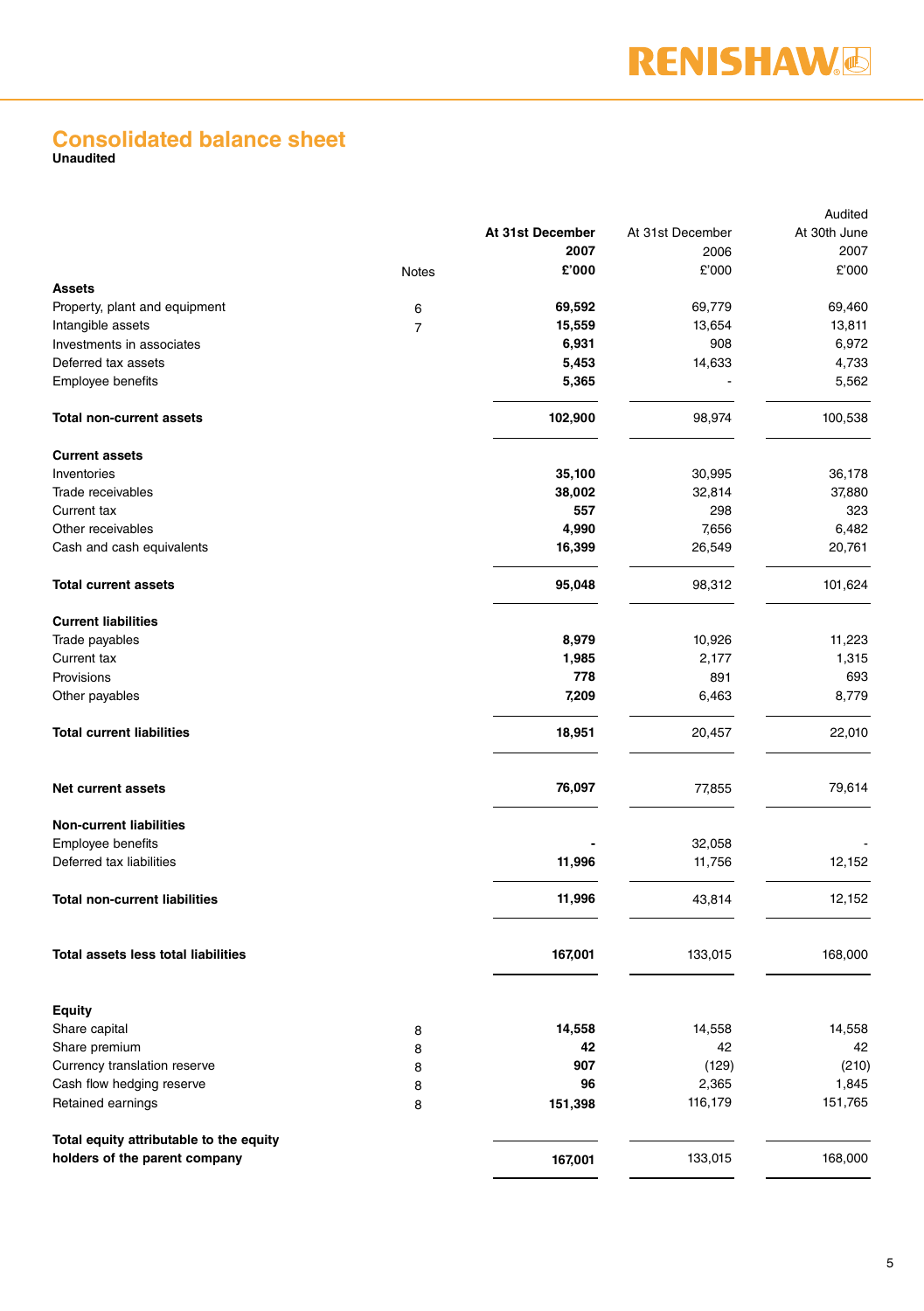# Consolidated balance sheet

**Unaudited**

| | Notes | **At 31st December 2007 £'000** | At 31st December 2006 £'000 | Audited At 30th June 2007 £'000 |
|---|---|---|---|---|
| **Assets** | | | | |
| Property, plant and equipment | 6 | **69,592** | 69,779 | 69,460 |
| Intangible assets | 7 | **15,559** | 13,654 | 13,811 |
| Investments in associates | | **6,931** | 908 | 6,972 |
| Deferred tax assets | | **5,453** | 14,633 | 4,733 |
| Employee benefits | | **5,365** | - | 5,562 |
| **Total non-current assets** | | **102,900** | 98,974 | 100,538 |
| **Current assets** | | | | |
| Inventories | | **35,100** | 30,995 | 36,178 |
| Trade receivables | | **38,002** | 32,814 | 37,880 |
| Current tax | | **557** | 298 | 323 |
| Other receivables | | **4,990** | 7,656 | 6,482 |
| Cash and cash equivalents | | **16,399** | 26,549 | 20,761 |
| **Total current assets** | | **95,048** | 98,312 | 101,624 |
| **Current liabilities** | | | | |
| Trade payables | | **8,979** | 10,926 | 11,223 |
| Current tax | | **1,985** | 2,177 | 1,315 |
| Provisions | | **778** | 891 | 693 |
| Other payables | | **7,209** | 6,463 | 8,779 |
| **Total current liabilities** | | **18,951** | 20,457 | 22,010 |
| **Net current assets** | | **76,097** | 77,855 | 79,614 |
| **Non-current liabilities** | | | | |
| Employee benefits | | **-** | 32,058 | - |
| Deferred tax liabilities | | **11,996** | 11,756 | 12,152 |
| **Total non-current liabilities** | | **11,996** | 43,814 | 12,152 |
| **Total assets less total liabilities** | | **167,001** | 133,015 | 168,000 |
| **Equity** | | | | |
| Share capital | 8 | **14,558** | 14,558 | 14,558 |
| Share premium | 8 | **42** | 42 | 42 |
| Currency translation reserve | 8 | **907** | (129) | (210) |
| Cash flow hedging reserve | 8 | **96** | 2,365 | 1,845 |
| Retained earnings | 8 | **151,398** | 116,179 | 151,765 |
| **Total equity attributable to the equity holders of the parent company** | | **167,001** | 133,015 | 168,000 |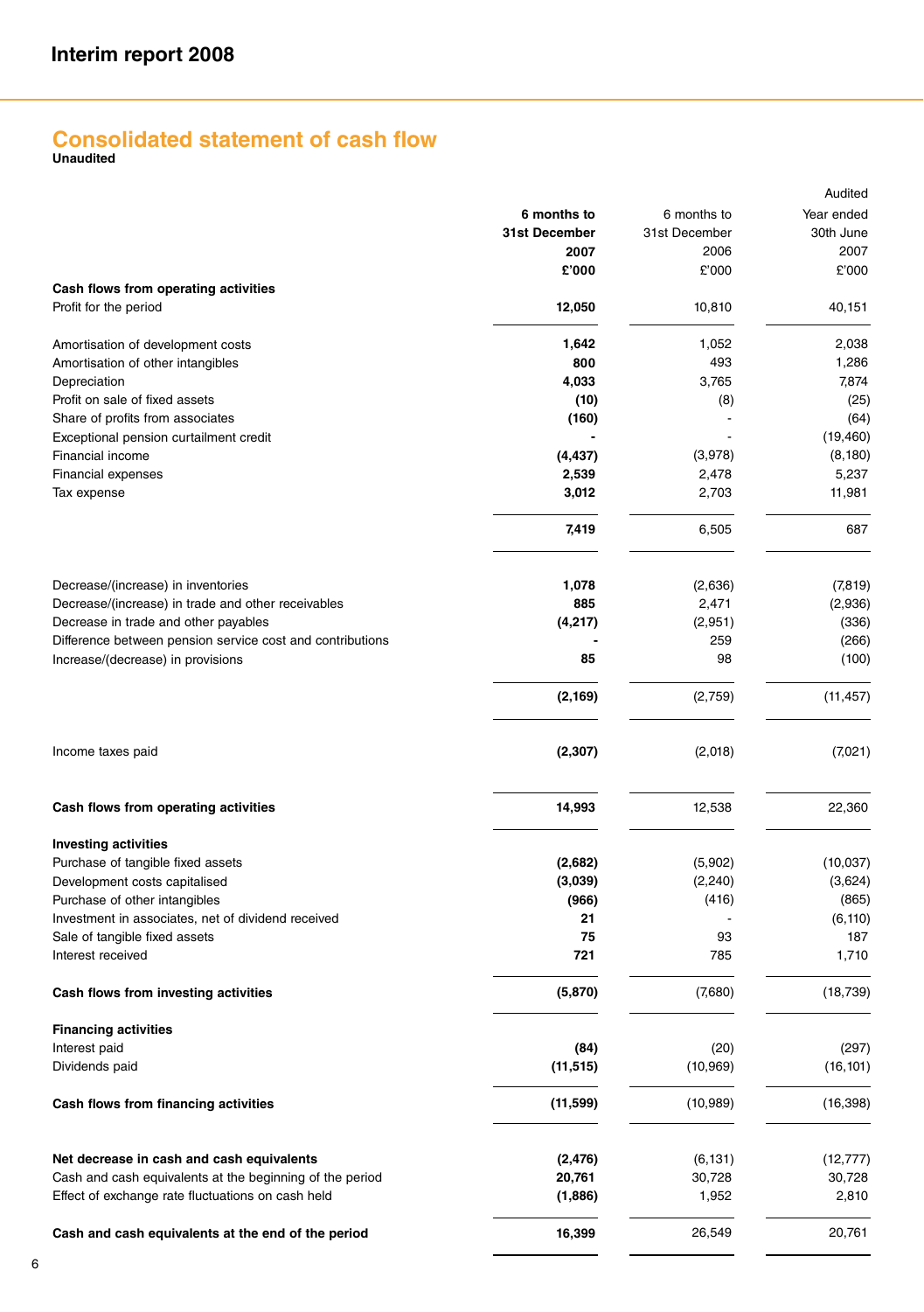"Interim report 2008" is a running header; omit.

# Consolidated statement of cash flow

**Unaudited**

| | **6 months to 31st December 2007 £'000** | 6 months to 31st December 2006 £'000 | Audited Year ended 30th June 2007 £'000 |
|---|---|---|---|
| **Cash flows from operating activities** | | | |
| Profit for the period | **12,050** | 10,810 | 40,151 |
| Amortisation of development costs | **1,642** | 1,052 | 2,038 |
| Amortisation of other intangibles | **800** | 493 | 1,286 |
| Depreciation | **4,033** | 3,765 | 7,874 |
| Profit on sale of fixed assets | **(10)** | (8) | (25) |
| Share of profits from associates | **(160)** | - | (64) |
| Exceptional pension curtailment credit | **-** | - | (19,460) |
| Financial income | **(4,437)** | (3,978) | (8,180) |
| Financial expenses | **2,539** | 2,478 | 5,237 |
| Tax expense | **3,012** | 2,703 | 11,981 |
| | **7,419** | 6,505 | 687 |
| Decrease/(increase) in inventories | **1,078** | (2,636) | (7,819) |
| Decrease/(increase) in trade and other receivables | **885** | 2,471 | (2,936) |
| Decrease in trade and other payables | **(4,217)** | (2,951) | (336) |
| Difference between pension service cost and contributions | **-** | 259 | (266) |
| Increase/(decrease) in provisions | **85** | 98 | (100) |
| | **(2,169)** | (2,759) | (11,457) |
| Income taxes paid | **(2,307)** | (2,018) | (7,021) |
| **Cash flows from operating activities** | **14,993** | 12,538 | 22,360 |
| **Investing activities** | | | |
| Purchase of tangible fixed assets | **(2,682)** | (5,902) | (10,037) |
| Development costs capitalised | **(3,039)** | (2,240) | (3,624) |
| Purchase of other intangibles | **(966)** | (416) | (865) |
| Investment in associates, net of dividend received | **21** | - | (6,110) |
| Sale of tangible fixed assets | **75** | 93 | 187 |
| Interest received | **721** | 785 | 1,710 |
| **Cash flows from investing activities** | **(5,870)** | (7,680) | (18,739) |
| **Financing activities** | | | |
| Interest paid | **(84)** | (20) | (297) |
| Dividends paid | **(11,515)** | (10,969) | (16,101) |
| **Cash flows from financing activities** | **(11,599)** | (10,989) | (16,398) |
| **Net decrease in cash and cash equivalents** | **(2,476)** | (6,131) | (12,777) |
| Cash and cash equivalents at the beginning of the period | **20,761** | 30,728 | 30,728 |
| Effect of exchange rate fluctuations on cash held | **(1,886)** | 1,952 | 2,810 |
| **Cash and cash equivalents at the end of the period** | **16,399** | 26,549 | 20,761 |

# Consolidated statement of cash flow

**Unaudited**

| | **6 months to 31st December 2007 £'000** | 6 months to 31st December 2006 £'000 | Audited Year ended 30th June 2007 £'000 |
|---|---|---|---|
| **Cash flows from operating activities** | | | |
| Profit for the period | **12,050** | 10,810 | 40,151 |
| Amortisation of development costs | **1,642** | 1,052 | 2,038 |
| Amortisation of other intangibles | **800** | 493 | 1,286 |
| Depreciation | **4,033** | 3,765 | 7,874 |
| Profit on sale of fixed assets | **(10)** | (8) | (25) |
| Share of profits from associates | **(160)** | - | (64) |
| Exceptional pension curtailment credit | **-** | - | (19,460) |
| Financial income | **(4,437)** | (3,978) | (8,180) |
| Financial expenses | **2,539** | 2,478 | 5,237 |
| Tax expense | **3,012** | 2,703 | 11,981 |
| | **7,419** | 6,505 | 687 |
| Decrease/(increase) in inventories | **1,078** | (2,636) | (7,819) |
| Decrease/(increase) in trade and other receivables | **885** | 2,471 | (2,936) |
| Decrease in trade and other payables | **(4,217)** | (2,951) | (336) |
| Difference between pension service cost and contributions | **-** | 259 | (266) |
| Increase/(decrease) in provisions | **85** | 98 | (100) |
| | **(2,169)** | (2,759) | (11,457) |
| Income taxes paid | **(2,307)** | (2,018) | (7,021) |
| **Cash flows from operating activities** | **14,993** | 12,538 | 22,360 |
| **Investing activities** | | | |
| Purchase of tangible fixed assets | **(2,682)** | (5,902) | (10,037) |
| Development costs capitalised | **(3,039)** | (2,240) | (3,624) |
| Purchase of other intangibles | **(966)** | (416) | (865) |
| Investment in associates, net of dividend received | **21** | - | (6,110) |
| Sale of tangible fixed assets | **75** | 93 | 187 |
| Interest received | **721** | 785 | 1,710 |
| **Cash flows from investing activities** | **(5,870)** | (7,680) | (18,739) |
| **Financing activities** | | | |
| Interest paid | **(84)** | (20) | (297) |
| Dividends paid | **(11,515)** | (10,969) | (16,101) |
| **Cash flows from financing activities** | **(11,599)** | (10,989) | (16,398) |
| **Net decrease in cash and cash equivalents** | **(2,476)** | (6,131) | (12,777) |
| Cash and cash equivalents at the beginning of the period | **20,761** | 30,728 | 30,728 |
| Effect of exchange rate fluctuations on cash held | **(1,886)** | 1,952 | 2,810 |
| **Cash and cash equivalents at the end of the period** | **16,399** | 26,549 | 20,761 |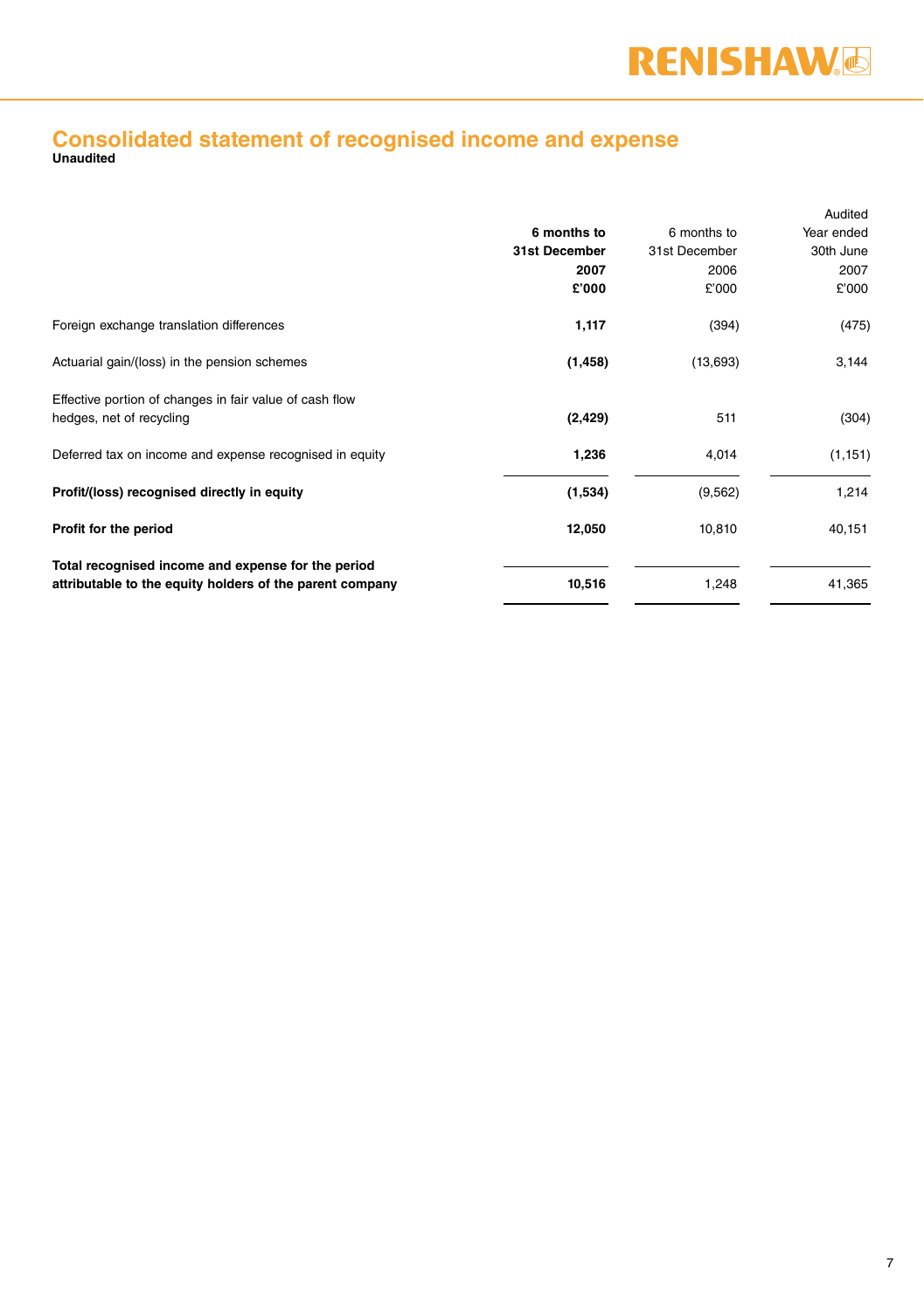# Consolidated statement of recognised income and expense

**Unaudited**

| | **6 months to 31st December 2007 £'000** | 6 months to 31st December 2006 £'000 | Audited Year ended 30th June 2007 £'000 |
|---|---|---|---|
| Foreign exchange translation differences | **1,117** | (394) | (475) |
| Actuarial gain/(loss) in the pension schemes | **(1,458)** | (13,693) | 3,144 |
| Effective portion of changes in fair value of cash flow hedges, net of recycling | **(2,429)** | 511 | (304) |
| Deferred tax on income and expense recognised in equity | **1,236** | 4,014 | (1,151) |
| **Profit/(loss) recognised directly in equity** | **(1,534)** | (9,562) | 1,214 |
| **Profit for the period** | **12,050** | 10,810 | 40,151 |
| **Total recognised income and expense for the period attributable to the equity holders of the parent company** | **10,516** | 1,248 | 41,365 |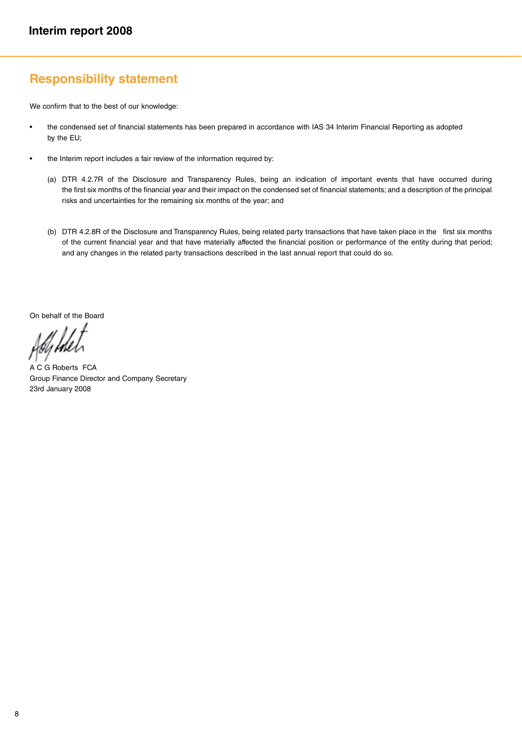## Responsibility statement

We confirm that to the best of our knowledge:

- the condensed set of financial statements has been prepared in accordance with IAS 34 Interim Financial Reporting as adopted by the EU;
- the Interim report includes a fair review of the information required by:

  (a) DTR 4.2.7R of the Disclosure and Transparency Rules, being an indication of important events that have occurred during the first six months of the financial year and their impact on the condensed set of financial statements; and a description of the principal risks and uncertainties for the remaining six months of the year; and

  (b) DTR 4.2.8R of the Disclosure and Transparency Rules, being related party transactions that have taken place in the first six months of the current financial year and that have materially affected the financial position or performance of the entity during that period; and any changes in the related party transactions described in the last annual report that could do so.

On behalf of the Board

A C G Roberts FCA
Group Finance Director and Company Secretary
23rd January 2008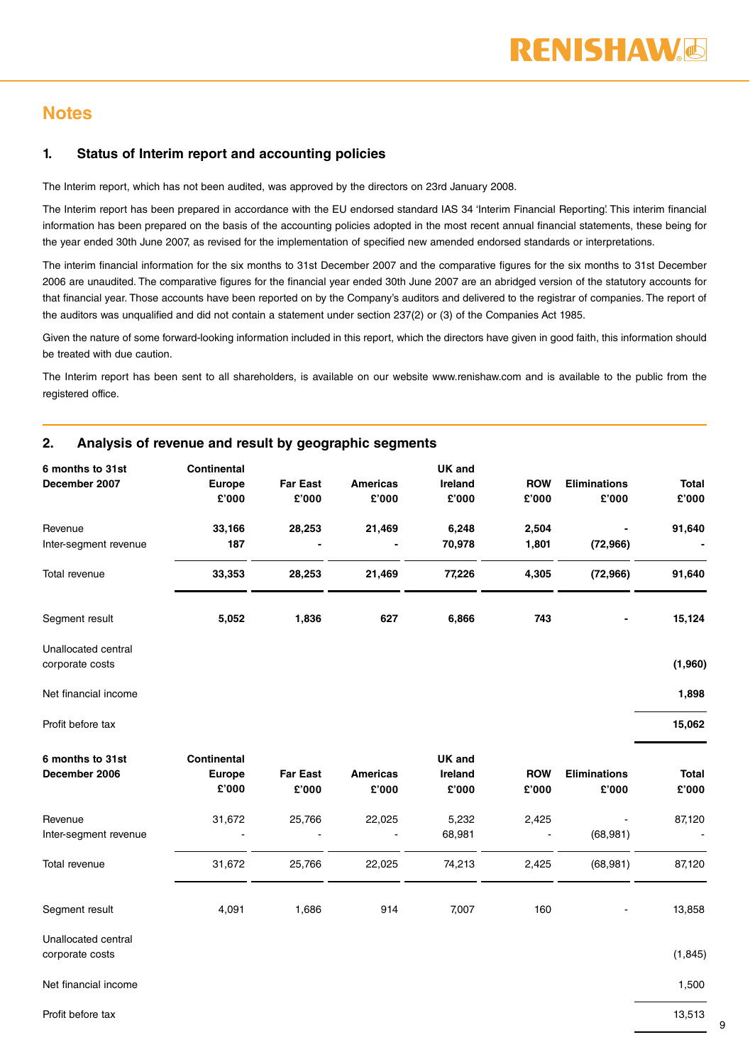# Notes

## 1. Status of Interim report and accounting policies

The Interim report, which has not been audited, was approved by the directors on 23rd January 2008.

The Interim report has been prepared in accordance with the EU endorsed standard IAS 34 'Interim Financial Reporting'. This interim financial information has been prepared on the basis of the accounting policies adopted in the most recent annual financial statements, these being for the year ended 30th June 2007, as revised for the implementation of specified new amended endorsed standards or interpretations.

The interim financial information for the six months to 31st December 2007 and the comparative figures for the six months to 31st December 2006 are unaudited. The comparative figures for the financial year ended 30th June 2007 are an abridged version of the statutory accounts for that financial year. Those accounts have been reported on by the Company's auditors and delivered to the registrar of companies. The report of the auditors was unqualified and did not contain a statement under section 237(2) or (3) of the Companies Act 1985.

Given the nature of some forward-looking information included in this report, which the directors have given in good faith, this information should be treated with due caution.

The Interim report has been sent to all shareholders, is available on our website www.renishaw.com and is available to the public from the registered office.

## 2. Analysis of revenue and result by geographic segments

| **6 months to 31st December 2007** | **Continental Europe £'000** | **Far East £'000** | **Americas £'000** | **UK and Ireland £'000** | **ROW £'000** | **Eliminations £'000** | **Total £'000** |
|---|---|---|---|---|---|---|---|
| Revenue | **33,166** | **28,253** | **21,469** | **6,248** | **2,504** | **-** | **91,640** |
| Inter-segment revenue | **187** | **-** | **-** | **70,978** | **1,801** | **(72,966)** | **-** |
| Total revenue | **33,353** | **28,253** | **21,469** | **77,226** | **4,305** | **(72,966)** | **91,640** |
| Segment result | **5,052** | **1,836** | **627** | **6,866** | **743** | **-** | **15,124** |
| Unallocated central corporate costs | | | | | | | **(1,960)** |
| Net financial income | | | | | | | **1,898** |
| Profit before tax | | | | | | | **15,062** |

| **6 months to 31st December 2006** | **Continental Europe £'000** | **Far East £'000** | **Americas £'000** | **UK and Ireland £'000** | **ROW £'000** | **Eliminations £'000** | **Total £'000** |
|---|---|---|---|---|---|---|---|
| Revenue | 31,672 | 25,766 | 22,025 | 5,232 | 2,425 | - | 87,120 |
| Inter-segment revenue | - | - | - | 68,981 | - | (68,981) | - |
| Total revenue | 31,672 | 25,766 | 22,025 | 74,213 | 2,425 | (68,981) | 87,120 |
| Segment result | 4,091 | 1,686 | 914 | 7,007 | 160 | - | 13,858 |
| Unallocated central corporate costs | | | | | | | (1,845) |
| Net financial income | | | | | | | 1,500 |
| Profit before tax | | | | | | | 13,513 |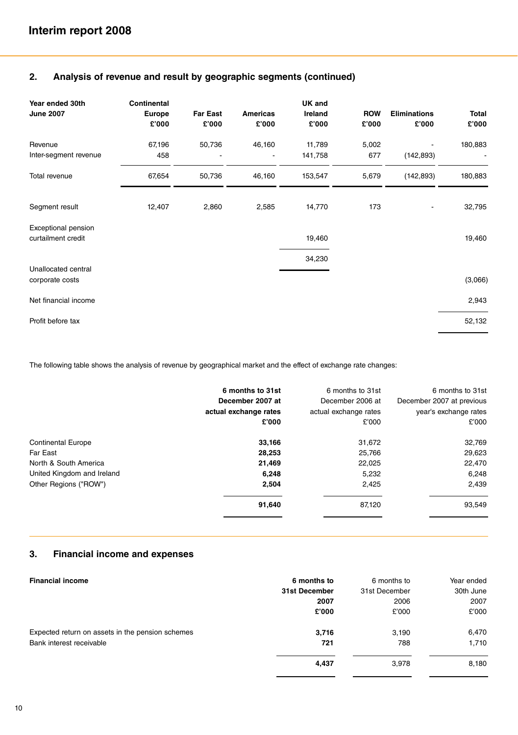## 2. Analysis of revenue and result by geographic segments (continued)

| Year ended 30th June 2007 | Continental Europe £'000 | Far East £'000 | Americas £'000 | UK and Ireland £'000 | ROW £'000 | Eliminations £'000 | Total £'000 |
|---|---|---|---|---|---|---|---|
| Revenue | 67,196 | 50,736 | 46,160 | 11,789 | 5,002 | - | 180,883 |
| Inter-segment revenue | 458 | - | - | 141,758 | 677 | (142,893) | - |
| Total revenue | 67,654 | 50,736 | 46,160 | 153,547 | 5,679 | (142,893) | 180,883 |
| Segment result | 12,407 | 2,860 | 2,585 | 14,770 | 173 | - | 32,795 |
| Exceptional pension curtailment credit | | | | 19,460 | | | 19,460 |
| | | | | 34,230 | | | |
| Unallocated central corporate costs | | | | | | | (3,066) |
| Net financial income | | | | | | | 2,943 |
| Profit before tax | | | | | | | 52,132 |

The following table shows the analysis of revenue by geographical market and the effect of exchange rate changes:

| | **6 months to 31st December 2007 at actual exchange rates £'000** | 6 months to 31st December 2006 at actual exchange rates £'000 | 6 months to 31st December 2007 at previous year's exchange rates £'000 |
|---|---|---|---|
| Continental Europe | **33,166** | 31,672 | 32,769 |
| Far East | **28,253** | 25,766 | 29,623 |
| North & South America | **21,469** | 22,025 | 22,470 |
| United Kingdom and Ireland | **6,248** | 5,232 | 6,248 |
| Other Regions ("ROW") | **2,504** | 2,425 | 2,439 |
| | **91,640** | 87,120 | 93,549 |

## 3. Financial income and expenses

| **Financial income** | **6 months to 31st December 2007 £'000** | 6 months to 31st December 2006 £'000 | Year ended 30th June 2007 £'000 |
|---|---|---|---|
| Expected return on assets in the pension schemes | **3,716** | 3,190 | 6,470 |
| Bank interest receivable | **721** | 788 | 1,710 |
| | **4,437** | 3,978 | 8,180 |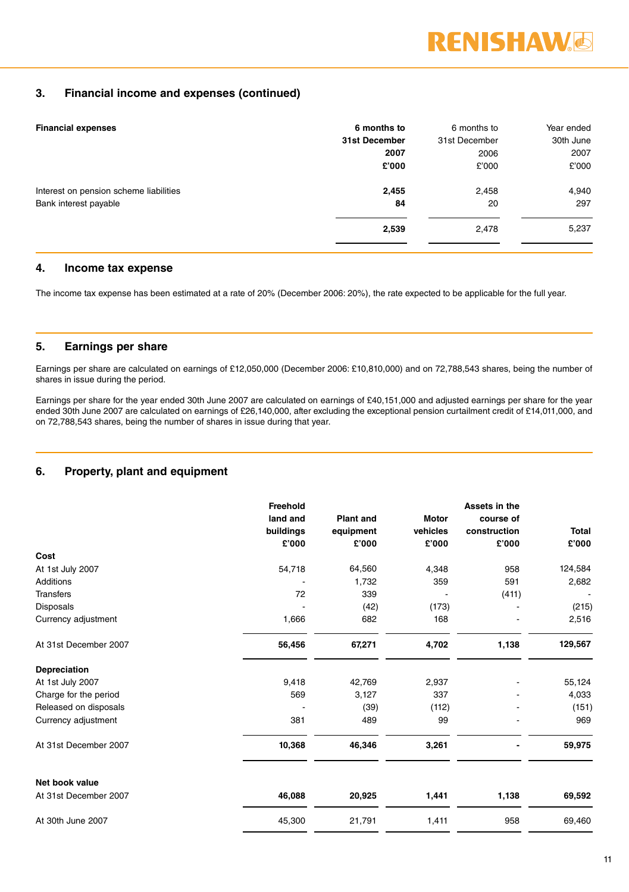## 3. Financial income and expenses (continued)

| **Financial expenses** | **6 months to 31st December 2007 £'000** | 6 months to 31st December 2006 £'000 | Year ended 30th June 2007 £'000 |
|---|---|---|---|
| Interest on pension scheme liabilities | **2,455** | 2,458 | 4,940 |
| Bank interest payable | **84** | 20 | 297 |
| | **2,539** | 2,478 | 5,237 |

## 4. Income tax expense

The income tax expense has been estimated at a rate of 20% (December 2006: 20%), the rate expected to be applicable for the full year.

## 5. Earnings per share

Earnings per share are calculated on earnings of £12,050,000 (December 2006: £10,810,000) and on 72,788,543 shares, being the number of shares in issue during the period.

Earnings per share for the year ended 30th June 2007 are calculated on earnings of £40,151,000 and adjusted earnings per share for the year ended 30th June 2007 are calculated on earnings of £26,140,000, after excluding the exceptional pension curtailment credit of £14,011,000, and on 72,788,543 shares, being the number of shares in issue during that year.

## 6. Property, plant and equipment

| | **Freehold land and buildings £'000** | **Plant and equipment £'000** | **Motor vehicles £'000** | **Assets in the course of construction £'000** | **Total £'000** |
|---|---|---|---|---|---|
| **Cost** | | | | | |
| At 1st July 2007 | 54,718 | 64,560 | 4,348 | 958 | 124,584 |
| Additions | - | 1,732 | 359 | 591 | 2,682 |
| Transfers | 72 | 339 | - | (411) | - |
| Disposals | - | (42) | (173) | - | (215) |
| Currency adjustment | 1,666 | 682 | 168 | - | 2,516 |
| At 31st December 2007 | **56,456** | **67,271** | **4,702** | **1,138** | **129,567** |
| **Depreciation** | | | | | |
| At 1st July 2007 | 9,418 | 42,769 | 2,937 | - | 55,124 |
| Charge for the period | 569 | 3,127 | 337 | - | 4,033 |
| Released on disposals | - | (39) | (112) | - | (151) |
| Currency adjustment | 381 | 489 | 99 | - | 969 |
| At 31st December 2007 | **10,368** | **46,346** | **3,261** | **-** | **59,975** |
| **Net book value** | | | | | |
| At 31st December 2007 | **46,088** | **20,925** | **1,441** | **1,138** | **69,592** |
| At 30th June 2007 | 45,300 | 21,791 | 1,411 | 958 | 69,460 |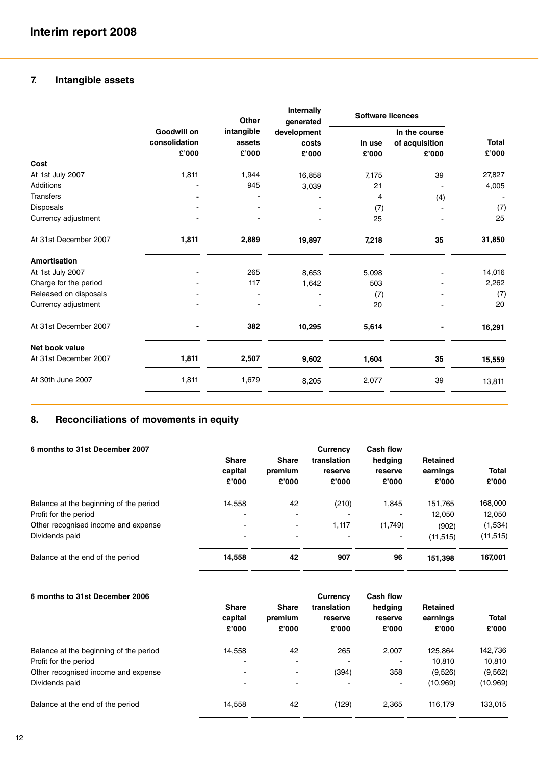## 7. Intangible assets

| | Goodwill on consolidation £'000 | Other intangible assets £'000 | Internally generated development costs £'000 | Software licences | | Total £'000 |
|---|---|---|---|---|---|---|
| | | | | In use £'000 | In the course of acquisition £'000 | |
| **Cost** | | | | | | |
| At 1st July 2007 | 1,811 | 1,944 | 16,858 | 7,175 | 39 | 27,827 |
| Additions | - | 945 | 3,039 | 21 | - | 4,005 |
| Transfers | - | - | - | 4 | (4) | - |
| Disposals | - | - | - | (7) | - | (7) |
| Currency adjustment | - | - | - | 25 | - | 25 |
| At 31st December 2007 | **1,811** | **2,889** | **19,897** | **7,218** | **35** | **31,850** |
| **Amortisation** | | | | | | |
| At 1st July 2007 | - | 265 | 8,653 | 5,098 | - | 14,016 |
| Charge for the period | - | 117 | 1,642 | 503 | - | 2,262 |
| Released on disposals | - | - | - | (7) | - | (7) |
| Currency adjustment | - | - | - | 20 | - | 20 |
| At 31st December 2007 | **-** | **382** | **10,295** | **5,614** | **-** | **16,291** |
| **Net book value** | | | | | | |
| At 31st December 2007 | **1,811** | **2,507** | **9,602** | **1,604** | **35** | **15,559** |
| At 30th June 2007 | 1,811 | 1,679 | 8,205 | 2,077 | 39 | 13,811 |

## 8. Reconciliations of movements in equity

| **6 months to 31st December 2007** | Share capital £'000 | Share premium £'000 | Currency translation reserve £'000 | Cash flow hedging reserve £'000 | Retained earnings £'000 | Total £'000 |
|---|---|---|---|---|---|---|
| Balance at the beginning of the period | 14,558 | 42 | (210) | 1,845 | 151,765 | 168,000 |
| Profit for the period | - | - | - | - | 12,050 | 12,050 |
| Other recognised income and expense | - | - | 1,117 | (1,749) | (902) | (1,534) |
| Dividends paid | - | - | - | - | (11,515) | (11,515) |
| Balance at the end of the period | **14,558** | **42** | **907** | **96** | **151,398** | **167,001** |

| **6 months to 31st December 2006** | Share capital £'000 | Share premium £'000 | Currency translation reserve £'000 | Cash flow hedging reserve £'000 | Retained earnings £'000 | Total £'000 |
|---|---|---|---|---|---|---|
| Balance at the beginning of the period | 14,558 | 42 | 265 | 2,007 | 125,864 | 142,736 |
| Profit for the period | - | - | - | - | 10,810 | 10,810 |
| Other recognised income and expense | - | - | (394) | 358 | (9,526) | (9,562) |
| Dividends paid | - | - | - | - | (10,969) | (10,969) |
| Balance at the end of the period | 14,558 | 42 | (129) | 2,365 | 116,179 | 133,015 |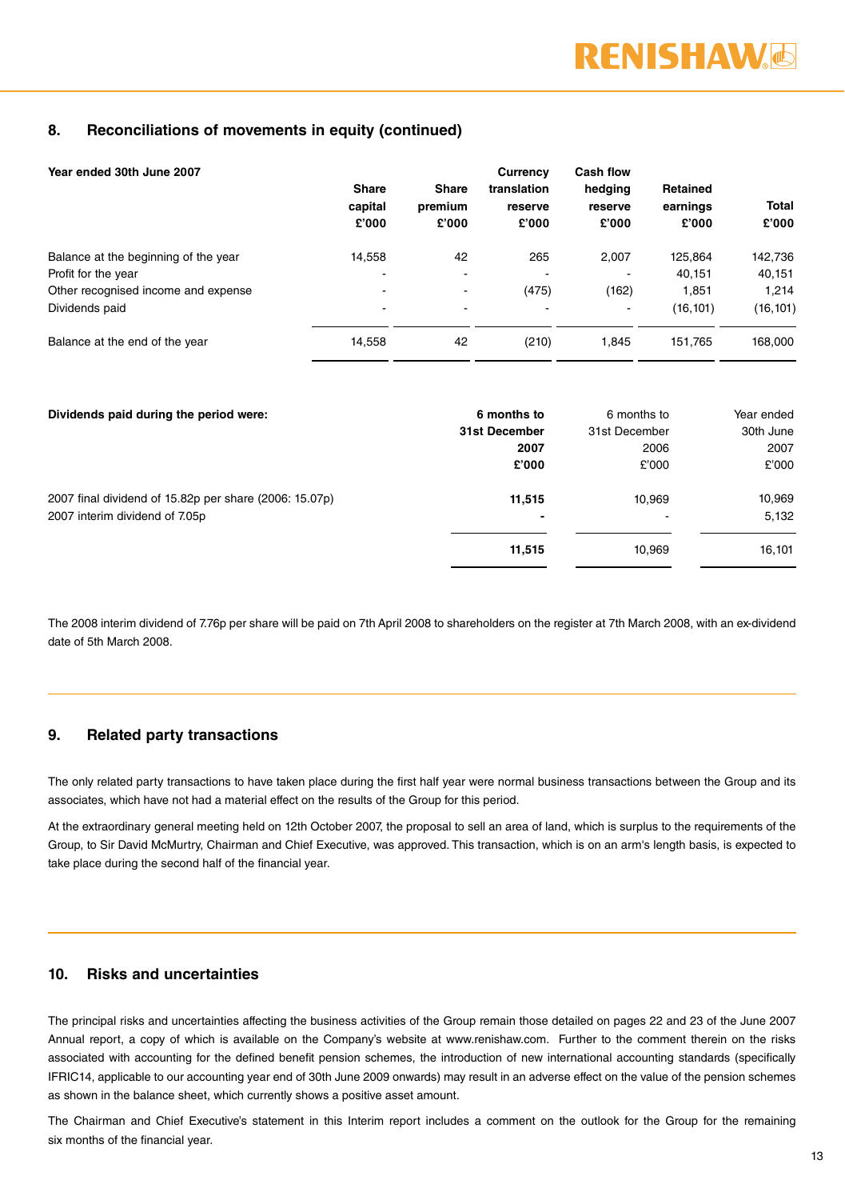## 8. Reconciliations of movements in equity (continued)

| Year ended 30th June 2007 | Share capital £'000 | Share premium £'000 | Currency translation reserve £'000 | Cash flow hedging reserve £'000 | Retained earnings £'000 | Total £'000 |
|---|---|---|---|---|---|---|
| Balance at the beginning of the year | 14,558 | 42 | 265 | 2,007 | 125,864 | 142,736 |
| Profit for the year | - | - | - | - | 40,151 | 40,151 |
| Other recognised income and expense | - | - | (475) | (162) | 1,851 | 1,214 |
| Dividends paid | - | - | - | - | (16,101) | (16,101) |
| Balance at the end of the year | 14,558 | 42 | (210) | 1,845 | 151,765 | 168,000 |

| Dividends paid during the period were: | **6 months to 31st December 2007 £'000** | 6 months to 31st December 2006 £'000 | Year ended 30th June 2007 £'000 |
|---|---|---|---|
| 2007 final dividend of 15.82p per share (2006: 15.07p) | **11,515** | 10,969 | 10,969 |
| 2007 interim dividend of 7.05p | **-** | - | 5,132 |
| | **11,515** | 10,969 | 16,101 |

The 2008 interim dividend of 7.76p per share will be paid on 7th April 2008 to shareholders on the register at 7th March 2008, with an ex-dividend date of 5th March 2008.

## 9. Related party transactions

The only related party transactions to have taken place during the first half year were normal business transactions between the Group and its associates, which have not had a material effect on the results of the Group for this period.

At the extraordinary general meeting held on 12th October 2007, the proposal to sell an area of land, which is surplus to the requirements of the Group, to Sir David McMurtry, Chairman and Chief Executive, was approved. This transaction, which is on an arm's length basis, is expected to take place during the second half of the financial year.

## 10. Risks and uncertainties

The principal risks and uncertainties affecting the business activities of the Group remain those detailed on pages 22 and 23 of the June 2007 Annual report, a copy of which is available on the Company's website at www.renishaw.com. Further to the comment therein on the risks associated with accounting for the defined benefit pension schemes, the introduction of new international accounting standards (specifically IFRIC14, applicable to our accounting year end of 30th June 2009 onwards) may result in an adverse effect on the value of the pension schemes as shown in the balance sheet, which currently shows a positive asset amount.

The Chairman and Chief Executive's statement in this Interim report includes a comment on the outlook for the Group for the remaining six months of the financial year.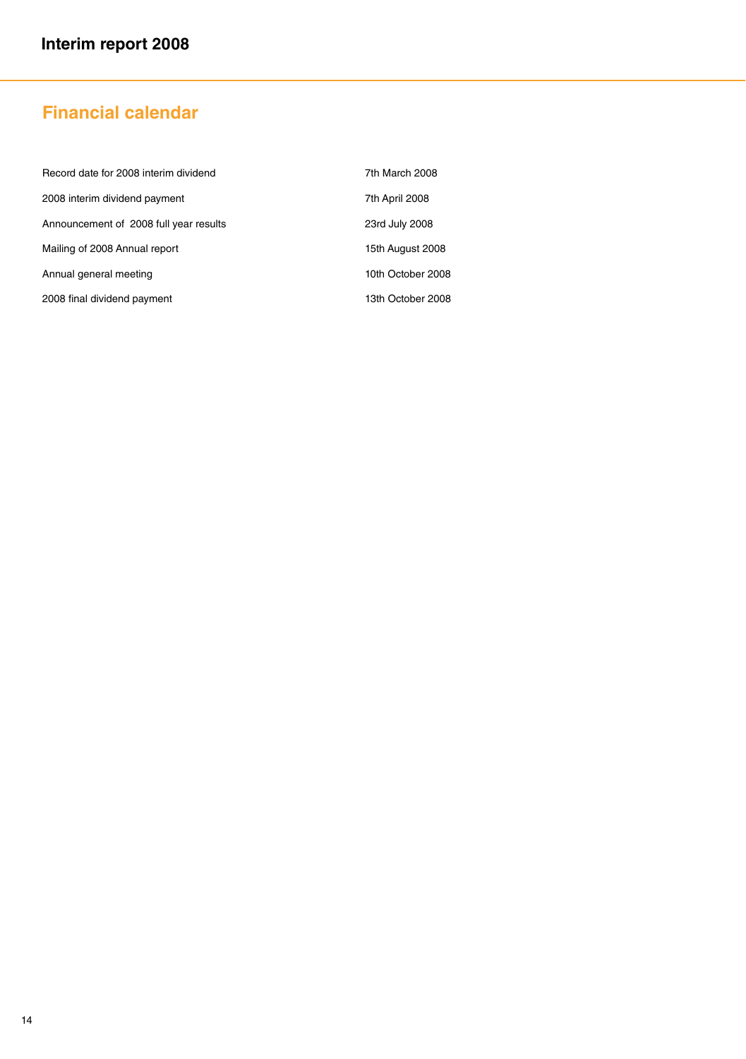## Financial calendar

| | |
|---|---|
| Record date for 2008 interim dividend | 7th March 2008 |
| 2008 interim dividend payment | 7th April 2008 |
| Announcement of 2008 full year results | 23rd July 2008 |
| Mailing of 2008 Annual report | 15th August 2008 |
| Annual general meeting | 10th October 2008 |
| 2008 final dividend payment | 13th October 2008 |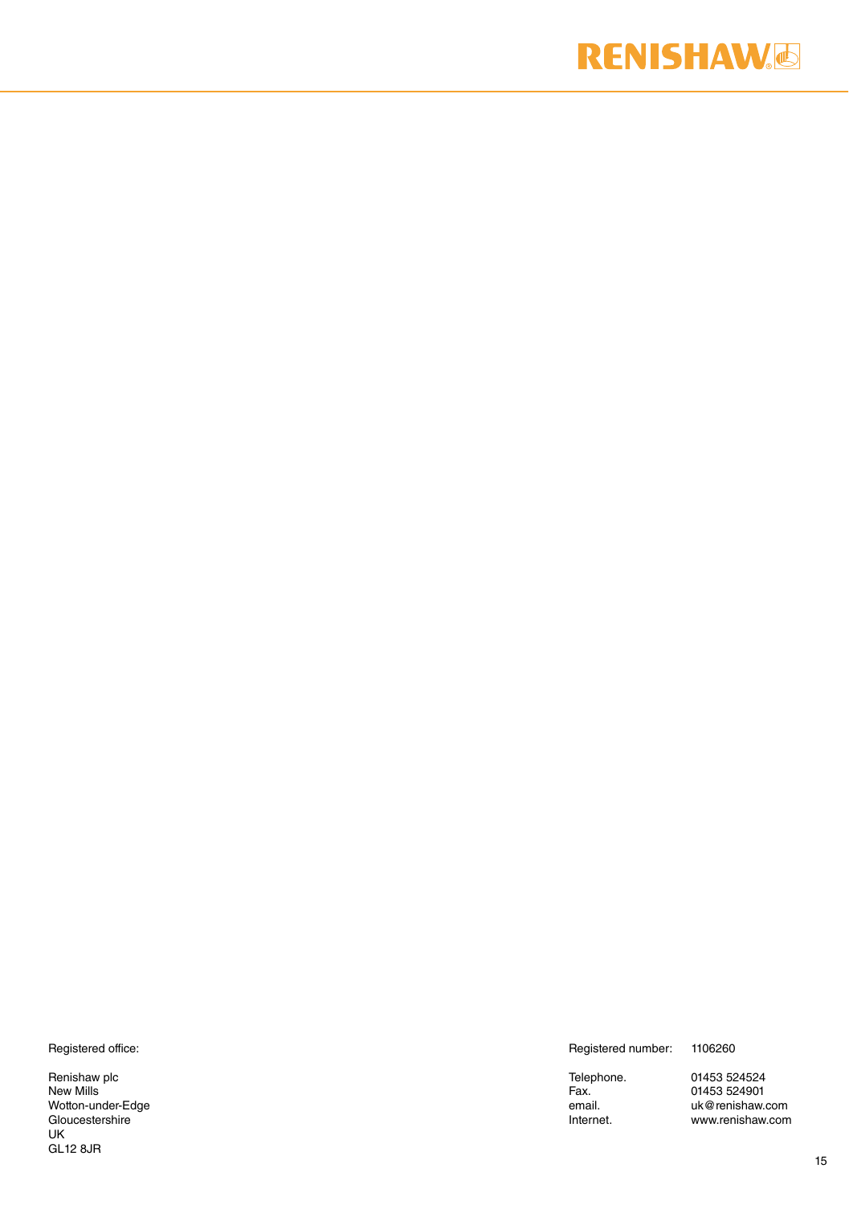Registered office:

Renishaw plc
New Mills
Wotton-under-Edge
Gloucestershire
UK
GL12 8JR

| | |
|---|---|
| Registered number: | 1106260 |
| Telephone. | 01453 524524 |
| Fax. | 01453 524901 |
| email. | uk@renishaw.com |
| Internet. | www.renishaw.com |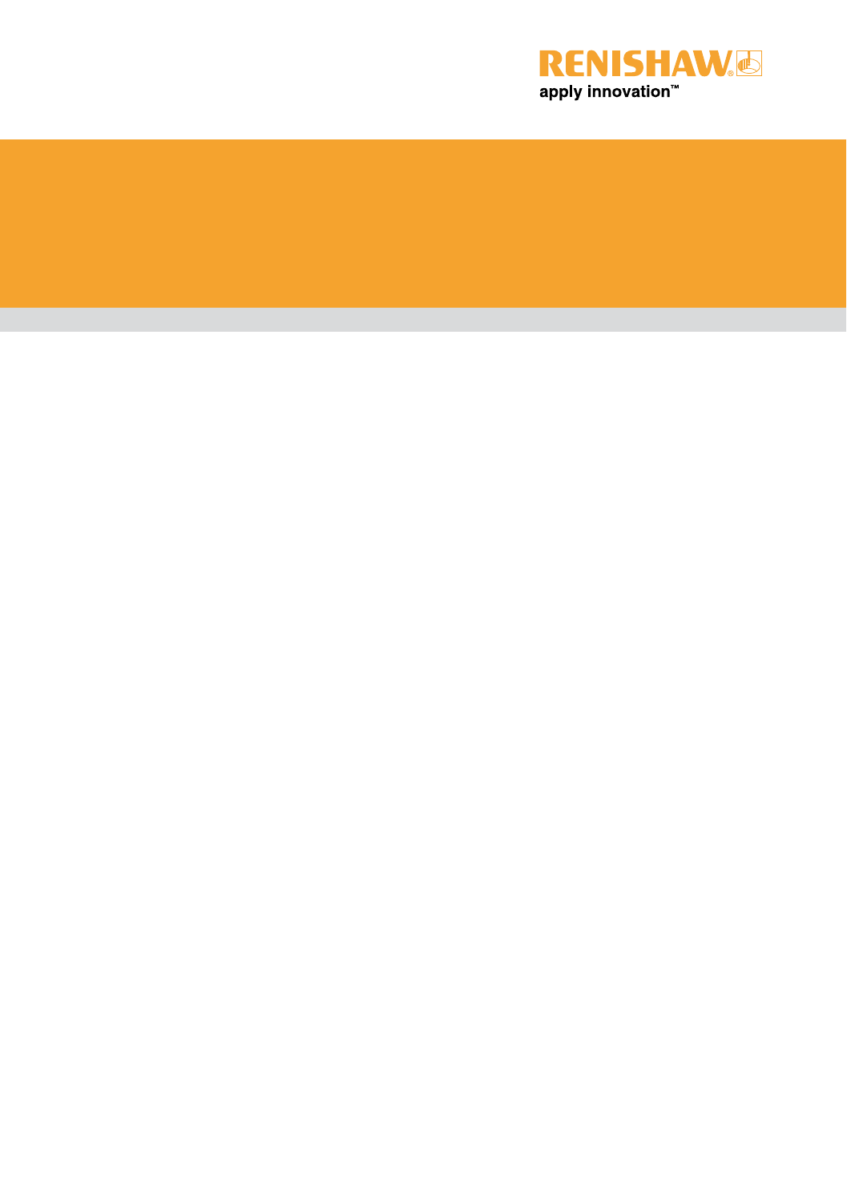RENISHAW

apply innovation™